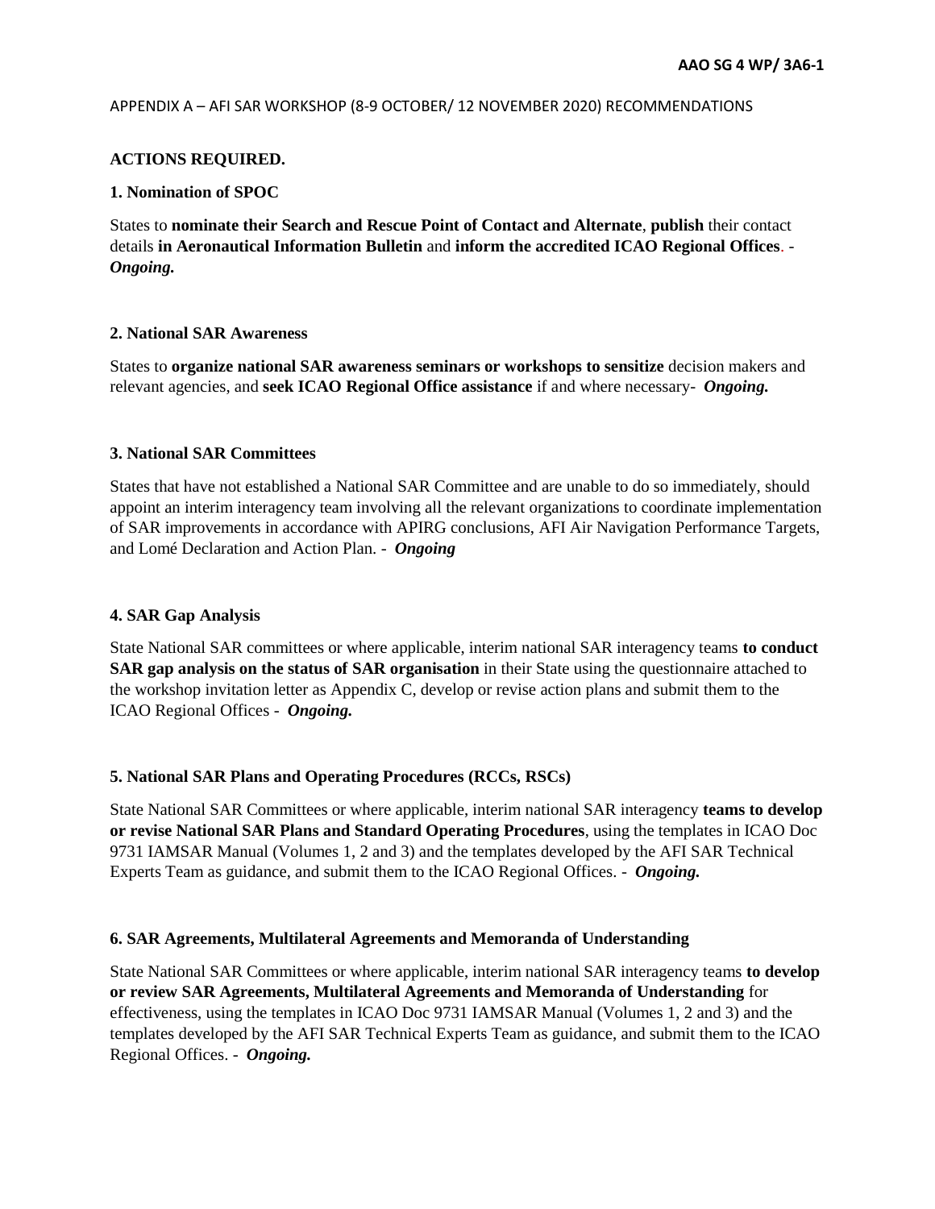APPENDIX A – AFI SAR WORKSHOP (8-9 OCTOBER/ 12 NOVEMBER 2020) RECOMMENDATIONS

## ACTIONS REQUIRED.

### 1. Nomination of SPOC

States to **nominate their Search and Rescue Point of Contact and Alternate**, **publish** their contact details **in Aeronautical Information Bulletin** and **inform the accredited ICAO Regional Offices**. - ***Ongoing.***

### 2. National SAR Awareness

States to **organize national SAR awareness seminars or workshops to sensitize** decision makers and relevant agencies, and **seek ICAO Regional Office assistance** if and where necessary- ***Ongoing.***

### 3. National SAR Committees

States that have not established a National SAR Committee and are unable to do so immediately, should appoint an interim interagency team involving all the relevant organizations to coordinate implementation of SAR improvements in accordance with APIRG conclusions, AFI Air Navigation Performance Targets, and Lomé Declaration and Action Plan. - ***Ongoing***

### 4. SAR Gap Analysis

State National SAR committees or where applicable, interim national SAR interagency teams **to conduct SAR gap analysis on the status of SAR organisation** in their State using the questionnaire attached to the workshop invitation letter as Appendix C, develop or revise action plans and submit them to the ICAO Regional Offices - ***Ongoing.***

### 5. National SAR Plans and Operating Procedures (RCCs, RSCs)

State National SAR Committees or where applicable, interim national SAR interagency **teams to develop or revise National SAR Plans and Standard Operating Procedures**, using the templates in ICAO Doc 9731 IAMSAR Manual (Volumes 1, 2 and 3) and the templates developed by the AFI SAR Technical Experts Team as guidance, and submit them to the ICAO Regional Offices. - ***Ongoing.***

### 6. SAR Agreements, Multilateral Agreements and Memoranda of Understanding

State National SAR Committees or where applicable, interim national SAR interagency teams **to develop or review SAR Agreements, Multilateral Agreements and Memoranda of Understanding** for effectiveness, using the templates in ICAO Doc 9731 IAMSAR Manual (Volumes 1, 2 and 3) and the templates developed by the AFI SAR Technical Experts Team as guidance, and submit them to the ICAO Regional Offices. - ***Ongoing.***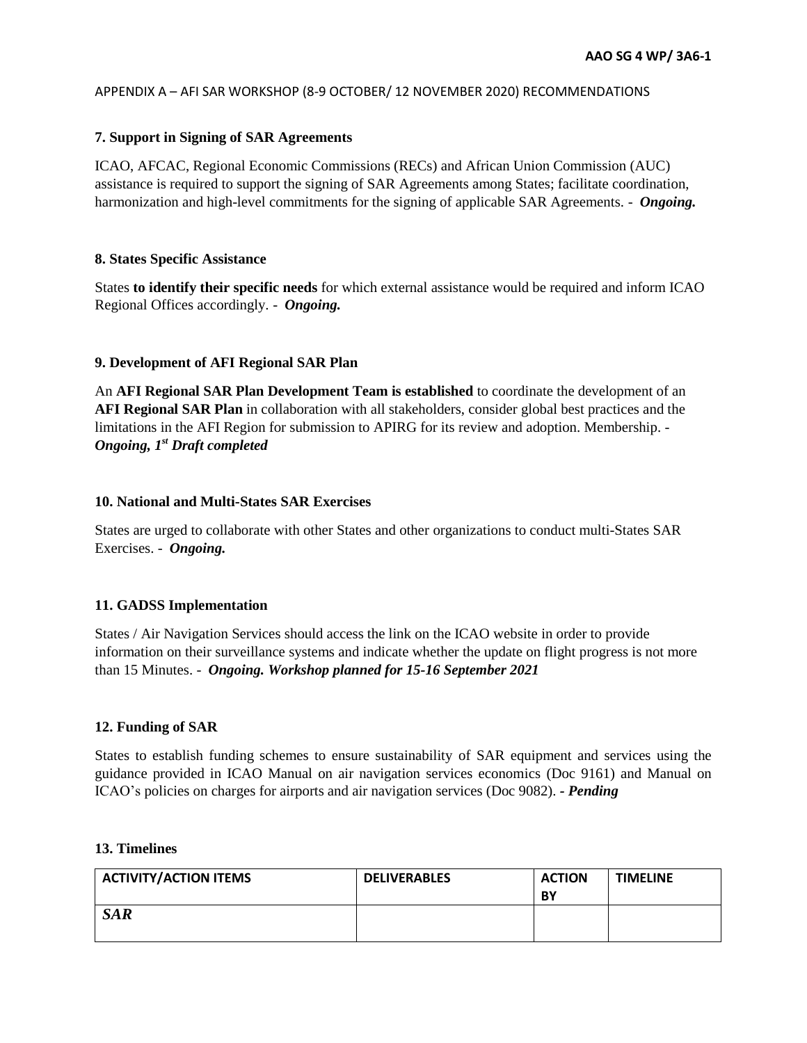APPENDIX A – AFI SAR WORKSHOP (8-9 OCTOBER/ 12 NOVEMBER 2020) RECOMMENDATIONS

**7. Support in Signing of SAR Agreements**

ICAO, AFCAC, Regional Economic Commissions (RECs) and African Union Commission (AUC) assistance is required to support the signing of SAR Agreements among States; facilitate coordination, harmonization and high-level commitments for the signing of applicable SAR Agreements. - ***Ongoing.***

**8. States Specific Assistance**

States **to identify their specific needs** for which external assistance would be required and inform ICAO Regional Offices accordingly. - ***Ongoing.***

**9. Development of AFI Regional SAR Plan**

An **AFI Regional SAR Plan Development Team is established** to coordinate the development of an **AFI Regional SAR Plan** in collaboration with all stakeholders, consider global best practices and the limitations in the AFI Region for submission to APIRG for its review and adoption. Membership. - ***Ongoing, 1st Draft completed***

**10. National and Multi-States SAR Exercises**

States are urged to collaborate with other States and other organizations to conduct multi-States SAR Exercises. - ***Ongoing.***

**11. GADSS Implementation**

States / Air Navigation Services should access the link on the ICAO website in order to provide information on their surveillance systems and indicate whether the update on flight progress is not more than 15 Minutes. - ***Ongoing. Workshop planned for 15-16 September 2021***

**12. Funding of SAR**

States to establish funding schemes to ensure sustainability of SAR equipment and services using the guidance provided in ICAO Manual on air navigation services economics (Doc 9161) and Manual on ICAO's policies on charges for airports and air navigation services (Doc 9082). ***- Pending***

**13. Timelines**

| ACTIVITY/ACTION ITEMS | DELIVERABLES | ACTION BY | TIMELINE |
|---|---|---|---|
| ***SAR*** | | | |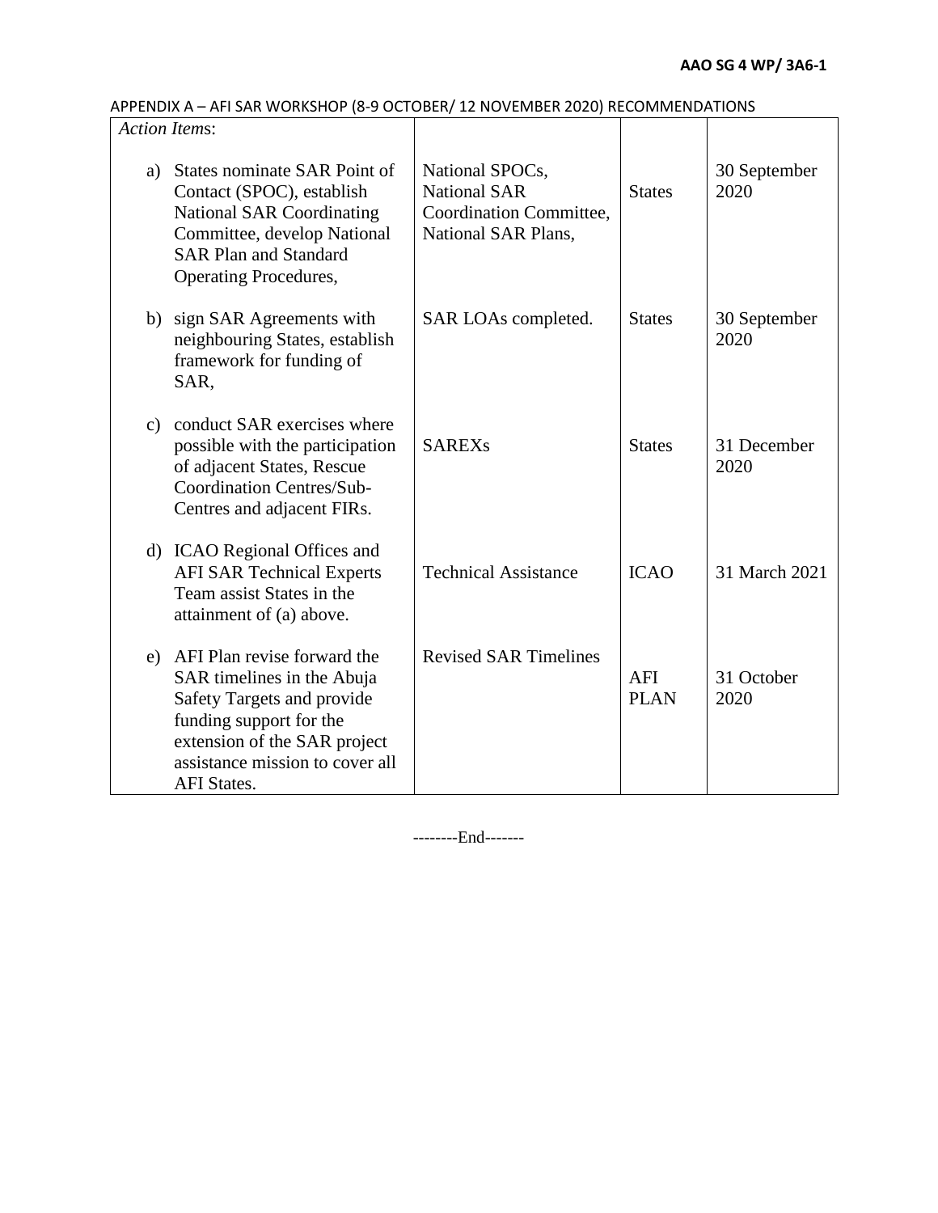APPENDIX A – AFI SAR WORKSHOP (8-9 OCTOBER/ 12 NOVEMBER 2020) RECOMMENDATIONS

| | | | |
|---|---|---|---|
| *Action Items*: | | | |
| a) States nominate SAR Point of Contact (SPOC), establish National SAR Coordinating Committee, develop National SAR Plan and Standard Operating Procedures, | National SPOCs, National SAR Coordination Committee, National SAR Plans, | States | 30 September 2020 |
| b) sign SAR Agreements with neighbouring States, establish framework for funding of SAR, | SAR LOAs completed. | States | 30 September 2020 |
| c) conduct SAR exercises where possible with the participation of adjacent States, Rescue Coordination Centres/Sub-Centres and adjacent FIRs. | SAREXs | States | 31 December 2020 |
| d) ICAO Regional Offices and AFI SAR Technical Experts Team assist States in the attainment of (a) above. | Technical Assistance | ICAO | 31 March 2021 |
| e) AFI Plan revise forward the SAR timelines in the Abuja Safety Targets and provide funding support for the extension of the SAR project assistance mission to cover all AFI States. | Revised SAR Timelines | AFI PLAN | 31 October 2020 |

--------End-------